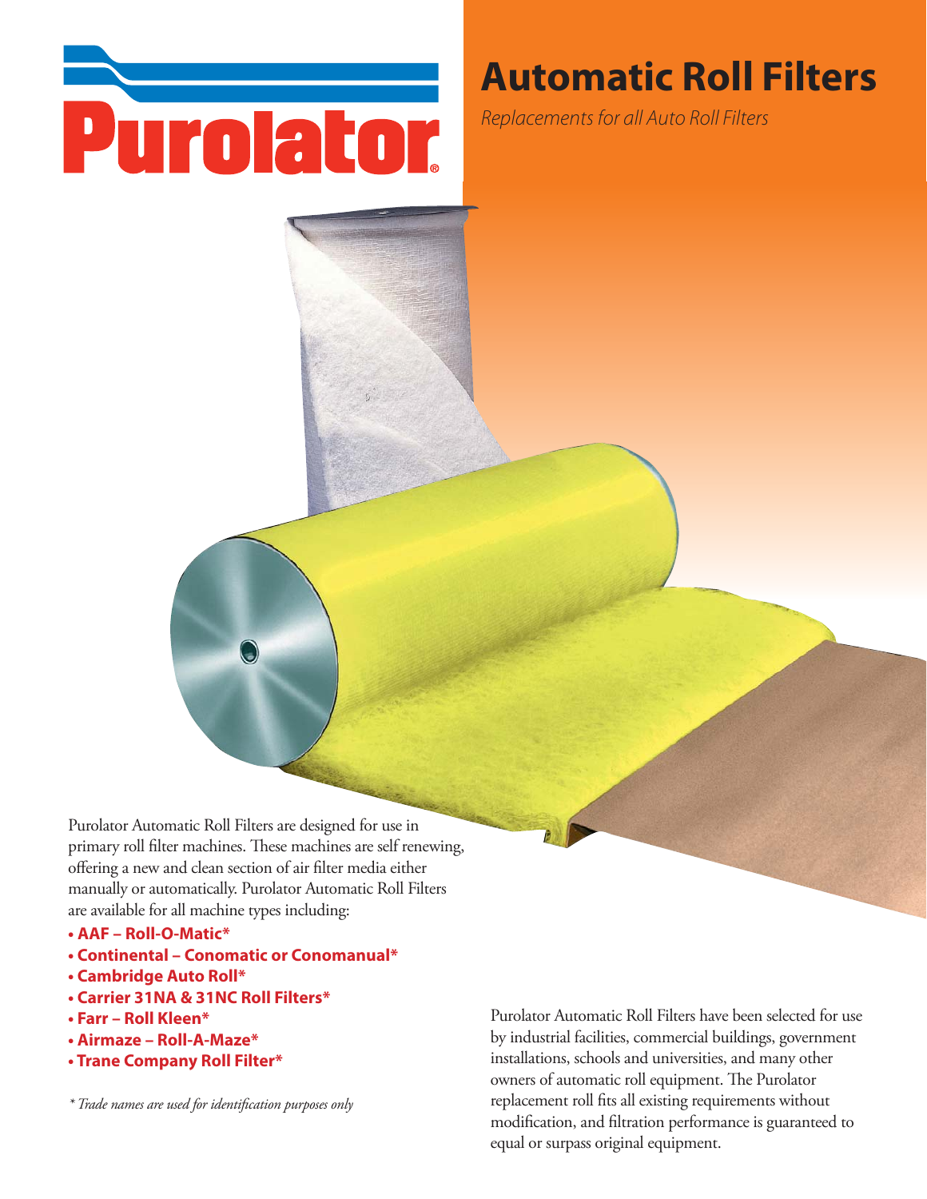Purolator

# Automatic Roll Filters

*Replacements for all Auto Roll Filters*

Purolator Automatic Roll Filters are designed for use in primary roll filter machines. These machines are self renewing, offering a new and clean section of air filter media either manually or automatically. Purolator Automatic Roll Filters are available for all machine types including:

- **AAF – Roll-O-Matic***
- **Continental – Conomatic or Conomanual***
- **Cambridge Auto Roll***
- **Carrier 31NA & 31NC Roll Filters***
- **Farr – Roll Kleen***
- **Airmaze – Roll-A-Maze***
- **Trane Company Roll Filter***

*\* Trade names are used for identification purposes only*

Purolator Automatic Roll Filters have been selected for use by industrial facilities, commercial buildings, government installations, schools and universities, and many other owners of automatic roll equipment. The Purolator replacement roll fits all existing requirements without modification, and filtration performance is guaranteed to equal or surpass original equipment.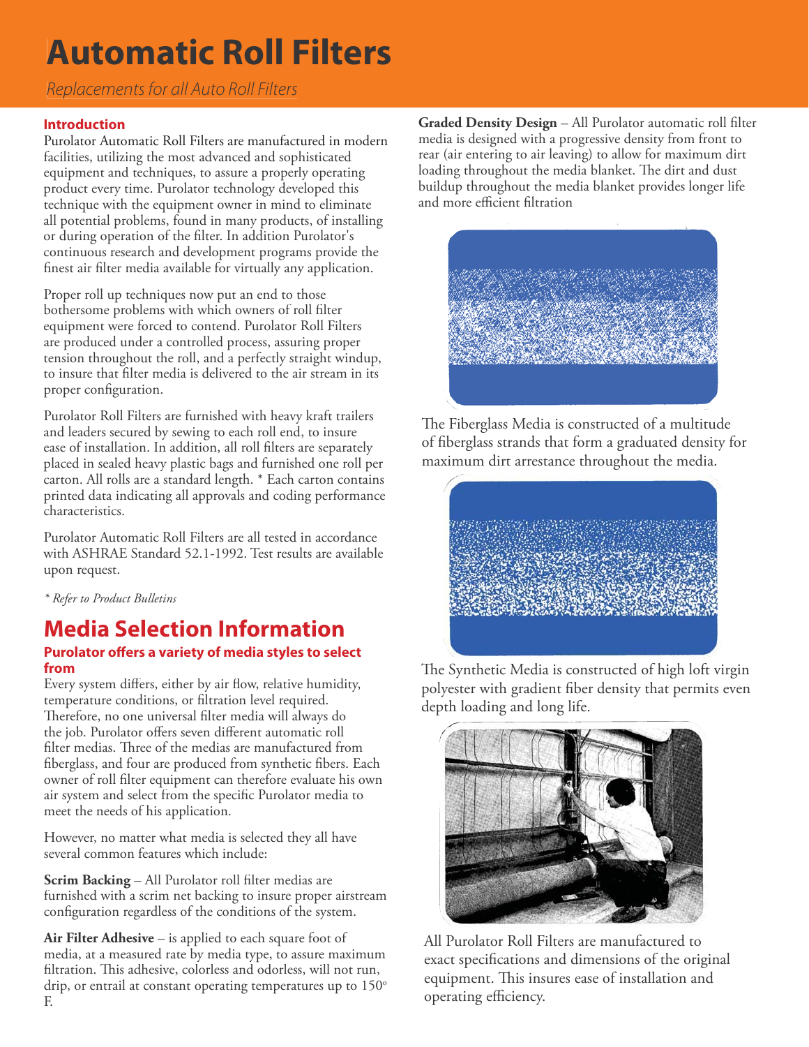# Automatic Roll Filters

*Replacements for all Auto Roll Filters*

### Introduction

Purolator Automatic Roll Filters are manufactured in modern facilities, utilizing the most advanced and sophisticated equipment and techniques, to assure a properly operating product every time. Purolator technology developed this technique with the equipment owner in mind to eliminate all potential problems, found in many products, of installing or during operation of the filter. In addition Purolator's continuous research and development programs provide the finest air filter media available for virtually any application.

Proper roll up techniques now put an end to those bothersome problems with which owners of roll filter equipment were forced to contend. Purolator Roll Filters are produced under a controlled process, assuring proper tension throughout the roll, and a perfectly straight windup, to insure that filter media is delivered to the air stream in its proper configuration.

Purolator Roll Filters are furnished with heavy kraft trailers and leaders secured by sewing to each roll end, to insure ease of installation. In addition, all roll filters are separately placed in sealed heavy plastic bags and furnished one roll per carton. All rolls are a standard length. * Each carton contains printed data indicating all approvals and coding performance characteristics.

Purolator Automatic Roll Filters are all tested in accordance with ASHRAE Standard 52.1-1992. Test results are available upon request.

*\* Refer to Product Bulletins*

## Media Selection Information

### Purolator offers a variety of media styles to select from

Every system differs, either by air flow, relative humidity, temperature conditions, or filtration level required. Therefore, no one universal filter media will always do the job. Purolator offers seven different automatic roll filter medias. Three of the medias are manufactured from fiberglass, and four are produced from synthetic fibers. Each owner of roll filter equipment can therefore evaluate his own air system and select from the specific Purolator media to meet the needs of his application.

However, no matter what media is selected they all have several common features which include:

**Scrim Backing** – All Purolator roll filter medias are furnished with a scrim net backing to insure proper airstream configuration regardless of the conditions of the system.

**Air Filter Adhesive** – is applied to each square foot of media, at a measured rate by media type, to assure maximum filtration. This adhesive, colorless and odorless, will not run, drip, or entrail at constant operating temperatures up to 150° F.

**Graded Density Design** – All Purolator automatic roll filter media is designed with a progressive density from front to rear (air entering to air leaving) to allow for maximum dirt loading throughout the media blanket. The dirt and dust buildup throughout the media blanket provides longer life and more efficient filtration

The Fiberglass Media is constructed of a multitude of fiberglass strands that form a graduated density for maximum dirt arrestance throughout the media.

The Synthetic Media is constructed of high loft virgin polyester with gradient fiber density that permits even depth loading and long life.

All Purolator Roll Filters are manufactured to exact specifications and dimensions of the original equipment. This insures ease of installation and operating efficiency.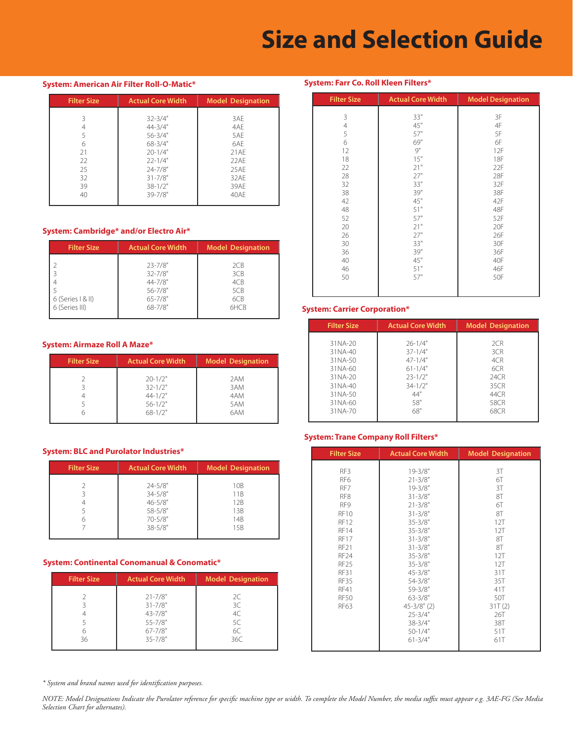# Size and Selection Guide

### System: American Air Filter Roll-O-Matic*

| Filter Size | Actual Core Width | Model Designation |
|---|---|---|
| 3 | 32-3/4" | 3AE |
| 4 | 44-3/4" | 4AE |
| 5 | 56-3/4" | 5AE |
| 6 | 68-3/4" | 6AE |
| 21 | 20-1/4" | 21AE |
| 22 | 22-1/4" | 22AE |
| 25 | 24-7/8" | 25AE |
| 32 | 31-7/8" | 32AE |
| 39 | 38-1/2" | 39AE |
| 40 | 39-7/8" | 40AE |

### System: Cambridge* and/or Electro Air*

| Filter Size | Actual Core Width | Model Designation |
|---|---|---|
| 2 | 23-7/8" | 2CB |
| 3 | 32-7/8" | 3CB |
| 4 | 44-7/8" | 4CB |
| 5 | 56-7/8" | 5CB |
| 6 (Series I & II) | 65-7/8" | 6CB |
| 6 (Series III) | 68-7/8" | 6HCB |

### System: Airmaze Roll A Maze*

| Filter Size | Actual Core Width | Model Designation |
|---|---|---|
| 2 | 20-1/2" | 2AM |
| 3 | 32-1/2" | 3AM |
| 4 | 44-1/2" | 4AM |
| 5 | 56-1/2" | 5AM |
| 6 | 68-1/2" | 6AM |

### System: BLC and Purolator Industries*

| Filter Size | Actual Core Width | Model Designation |
|---|---|---|
| 2 | 24-5/8" | 10B |
| 3 | 34-5/8" | 11B |
| 4 | 46-5/8" | 12B |
| 5 | 58-5/8" | 13B |
| 6 | 70-5/8" | 14B |
| 7 | 38-5/8" | 15B |

### System: Continental Conomanual & Conomatic*

| Filter Size | Actual Core Width | Model Designation |
|---|---|---|
| 2 | 21-7/8" | 2C |
| 3 | 31-7/8" | 3C |
| 4 | 43-7/8" | 4C |
| 5 | 55-7/8" | 5C |
| 6 | 67-7/8" | 6C |
| 36 | 35-7/8" | 36C |

### System: Farr Co. Roll Kleen Filters*

| Filter Size | Actual Core Width | Model Designation |
|---|---|---|
| 3 | 33" | 3F |
| 4 | 45" | 4F |
| 5 | 57" | 5F |
| 6 | 69" | 6F |
| 12 | 9" | 12F |
| 18 | 15" | 18F |
| 22 | 21" | 22F |
| 28 | 27" | 28F |
| 32 | 33" | 32F |
| 38 | 39" | 38F |
| 42 | 45" | 42F |
| 48 | 51" | 48F |
| 52 | 57" | 52F |
| 20 | 21" | 20F |
| 26 | 27" | 26F |
| 30 | 33" | 30F |
| 36 | 39" | 36F |
| 40 | 45" | 40F |
| 46 | 51" | 46F |
| 50 | 57" | 50F |

### System: Carrier Corporation*

| Filter Size | Actual Core Width | Model Designation |
|---|---|---|
| 31NA-20 | 26-1/4" | 2CR |
| 31NA-40 | 37-1/4" | 3CR |
| 31NA-50 | 47-1/4" | 4CR |
| 31NA-60 | 61-1/4" | 6CR |
| 31NA-20 | 23-1/2" | 24CR |
| 31NA-40 | 34-1/2" | 35CR |
| 31NA-50 | 44" | 44CR |
| 31NA-60 | 58" | 58CR |
| 31NA-70 | 68" | 68CR |

### System: Trane Company Roll Filters*

| Filter Size | Actual Core Width | Model Designation |
|---|---|---|
| RF3 | 19-3/8" | 3T |
| RF6 | 21-3/8" | 6T |
| RF7 | 19-3/8" | 3T |
| RF8 | 31-3/8" | 8T |
| RF9 | 21-3/8" | 6T |
| RF10 | 31-3/8" | 8T |
| RF12 | 35-3/8" | 12T |
| RF14 | 35-3/8" | 12T |
| RF17 | 31-3/8" | 8T |
| RF21 | 31-3/8" | 8T |
| RF24 | 35-3/8" | 12T |
| RF25 | 35-3/8" | 12T |
| RF31 | 45-3/8" | 31T |
| RF35 | 54-3/8" | 35T |
| RF41 | 59-3/8" | 41T |
| RF50 | 63-3/8" | 50T |
| RF63 | 45-3/8" (2) | 31T (2) |
| | 25-3/4" | 26T |
| | 38-3/4" | 38T |
| | 50-1/4" | 51T |
| | 61-3/4" | 61T |

*\* System and brand names used for identification purposes.*

*NOTE: Model Designations Indicate the Purolator reference for specific machine type or width. To complete the Model Number, the media suffix must appear e.g. 3AE-FG (See Media Selection Chart for alternates).*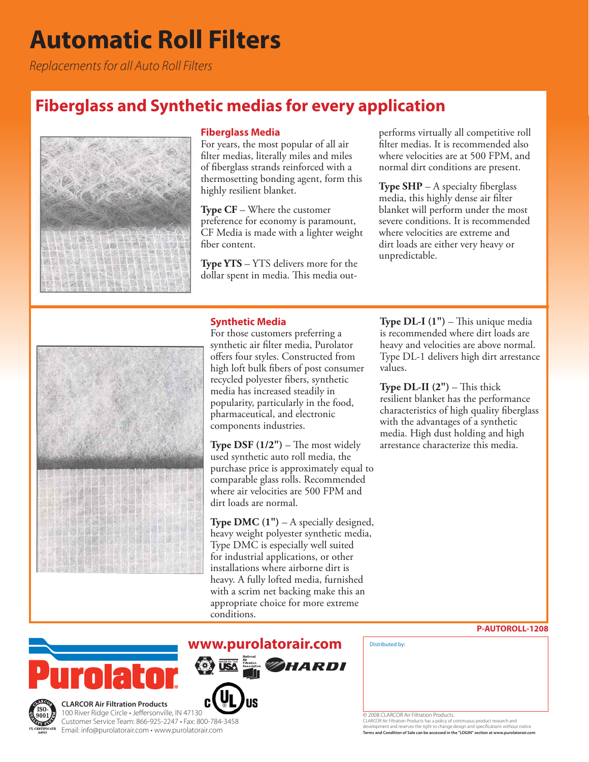# Automatic Roll Filters

*Replacements for all Auto Roll Filters*

## Fiberglass and Synthetic medias for every application

### Fiberglass Media

For years, the most popular of all air filter medias, literally miles and miles of fiberglass strands reinforced with a thermosetting bonding agent, form this highly resilient blanket.

**Type CF** – Where the customer preference for economy is paramount, CF Media is made with a lighter weight fiber content.

**Type YTS** – YTS delivers more for the dollar spent in media. This media outperforms virtually all competitive roll filter medias. It is recommended also where velocities are at 500 FPM, and normal dirt conditions are present.

**Type SHP** – A specialty fiberglass media, this highly dense air filter blanket will perform under the most severe conditions. It is recommended where velocities are extreme and dirt loads are either very heavy or unpredictable.

### Synthetic Media

For those customers preferring a synthetic air filter media, Purolator offers four styles. Constructed from high loft bulk fibers of post consumer recycled polyester fibers, synthetic media has increased steadily in popularity, particularly in the food, pharmaceutical, and electronic components industries.

**Type DSF (1/2")** – The most widely used synthetic auto roll media, the purchase price is approximately equal to comparable glass rolls. Recommended where air velocities are 500 FPM and dirt loads are normal.

**Type DMC (1")** – A specially designed, heavy weight polyester synthetic media, Type DMC is especially well suited for industrial applications, or other installations where airborne dirt is heavy. A fully lofted media, furnished with a scrim net backing make this an appropriate choice for more extreme conditions.

**Type DL-I (1")** – This unique media is recommended where dirt loads are heavy and velocities are above normal. Type DL-1 delivers high dirt arrestance values.

**Type DL-II (2")** – This thick resilient blanket has the performance characteristics of high quality fiberglass with the advantages of a synthetic media. High dust holding and high arrestance characterize this media.

P-AUTOROLL-1208

Purolator

www.purolatorair.com

HARDI

CLARCOR Air Filtration Products
100 River Ridge Circle • Jeffersonville, IN 47130
Customer Service Team: 866-925-2247 • Fax: 800-784-3458
Email: info@purolatorair.com • www.purolatorair.com

Distributed by:

© 2008 CLARCOR Air Filtration Products.
CLARCOR Air Filtration Products has a policy of continuous product research and development and reserves the right to change design and specifications without notice.
**Terms and Condition of Sale can be accessed in the "LOGIN" section at www.purolatorair.com**